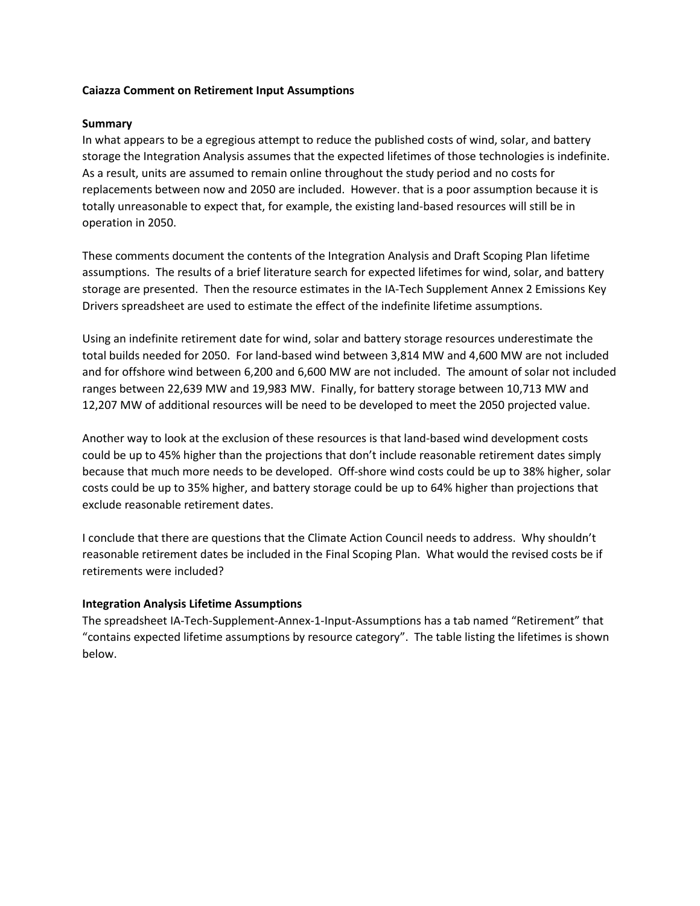**Caiazza Comment on Retirement Input Assumptions**

**Summary**

In what appears to be a egregious attempt to reduce the published costs of wind, solar, and battery storage the Integration Analysis assumes that the expected lifetimes of those technologies is indefinite. As a result, units are assumed to remain online throughout the study period and no costs for replacements between now and 2050 are included. However. that is a poor assumption because it is totally unreasonable to expect that, for example, the existing land-based resources will still be in operation in 2050.

These comments document the contents of the Integration Analysis and Draft Scoping Plan lifetime assumptions. The results of a brief literature search for expected lifetimes for wind, solar, and battery storage are presented. Then the resource estimates in the IA-Tech Supplement Annex 2 Emissions Key Drivers spreadsheet are used to estimate the effect of the indefinite lifetime assumptions.

Using an indefinite retirement date for wind, solar and battery storage resources underestimate the total builds needed for 2050. For land-based wind between 3,814 MW and 4,600 MW are not included and for offshore wind between 6,200 and 6,600 MW are not included. The amount of solar not included ranges between 22,639 MW and 19,983 MW. Finally, for battery storage between 10,713 MW and 12,207 MW of additional resources will be need to be developed to meet the 2050 projected value.

Another way to look at the exclusion of these resources is that land-based wind development costs could be up to 45% higher than the projections that don't include reasonable retirement dates simply because that much more needs to be developed. Off-shore wind costs could be up to 38% higher, solar costs could be up to 35% higher, and battery storage could be up to 64% higher than projections that exclude reasonable retirement dates.

I conclude that there are questions that the Climate Action Council needs to address. Why shouldn't reasonable retirement dates be included in the Final Scoping Plan. What would the revised costs be if retirements were included?

**Integration Analysis Lifetime Assumptions**

The spreadsheet IA-Tech-Supplement-Annex-1-Input-Assumptions has a tab named "Retirement" that "contains expected lifetime assumptions by resource category". The table listing the lifetimes is shown below.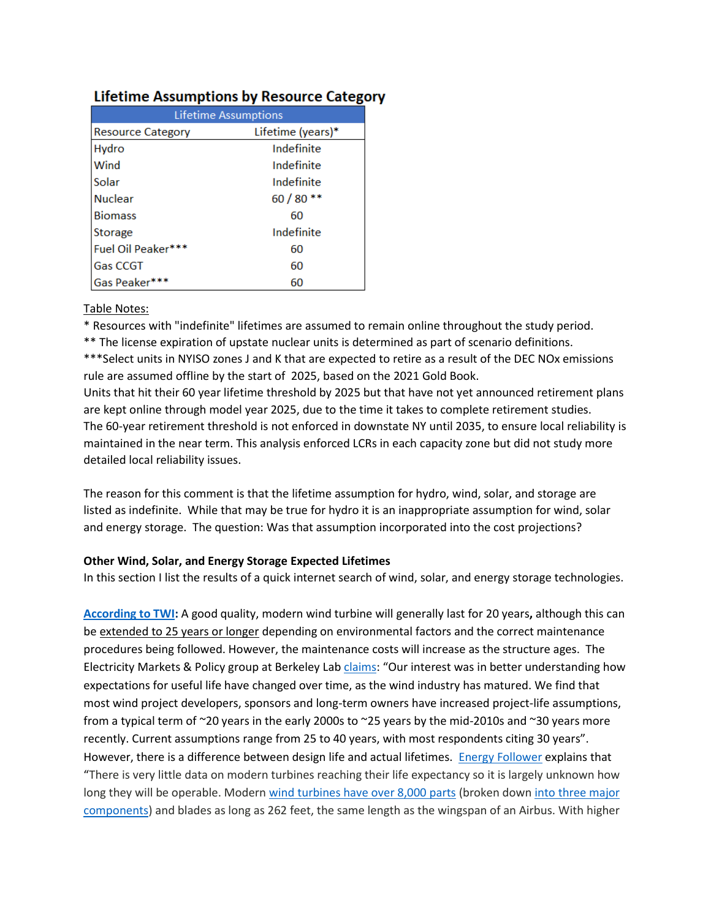## Lifetime Assumptions by Resource Category

| Lifetime Assumptions | |
|---|---|
| Resource Category | Lifetime (years)* |
| Hydro | Indefinite |
| Wind | Indefinite |
| Solar | Indefinite |
| Nuclear | 60 / 80 ** |
| Biomass | 60 |
| Storage | Indefinite |
| Fuel Oil Peaker*** | 60 |
| Gas CCGT | 60 |
| Gas Peaker*** | 60 |

Table Notes:

* Resources with "indefinite" lifetimes are assumed to remain online throughout the study period.

** The license expiration of upstate nuclear units is determined as part of scenario definitions.

***Select units in NYISO zones J and K that are expected to retire as a result of the DEC NOx emissions rule are assumed offline by the start of 2025, based on the 2021 Gold Book.

Units that hit their 60 year lifetime threshold by 2025 but that have not yet announced retirement plans are kept online through model year 2025, due to the time it takes to complete retirement studies.

The 60-year retirement threshold is not enforced in downstate NY until 2035, to ensure local reliability is maintained in the near term. This analysis enforced LCRs in each capacity zone but did not study more detailed local reliability issues.

The reason for this comment is that the lifetime assumption for hydro, wind, solar, and storage are listed as indefinite. While that may be true for hydro it is an inappropriate assumption for wind, solar and energy storage. The question: Was that assumption incorporated into the cost projections?

**Other Wind, Solar, and Energy Storage Expected Lifetimes**

In this section I list the results of a quick internet search of wind, solar, and energy storage technologies.

**According to TWI**: A good quality, modern wind turbine will generally last for 20 years**,** although this can be extended to 25 years or longer depending on environmental factors and the correct maintenance procedures being followed. However, the maintenance costs will increase as the structure ages. The Electricity Markets & Policy group at Berkeley Lab claims: "Our interest was in better understanding how expectations for useful life have changed over time, as the wind industry has matured. We find that most wind project developers, sponsors and long-term owners have increased project-life assumptions, from a typical term of ~20 years in the early 2000s to ~25 years by the mid-2010s and ~30 years more recently. Current assumptions range from 25 to 40 years, with most respondents citing 30 years". However, there is a difference between design life and actual lifetimes. Energy Follower explains that "There is very little data on modern turbines reaching their life expectancy so it is largely unknown how long they will be operable. Modern wind turbines have over 8,000 parts (broken down into three major components) and blades as long as 262 feet, the same length as the wingspan of an Airbus. With higher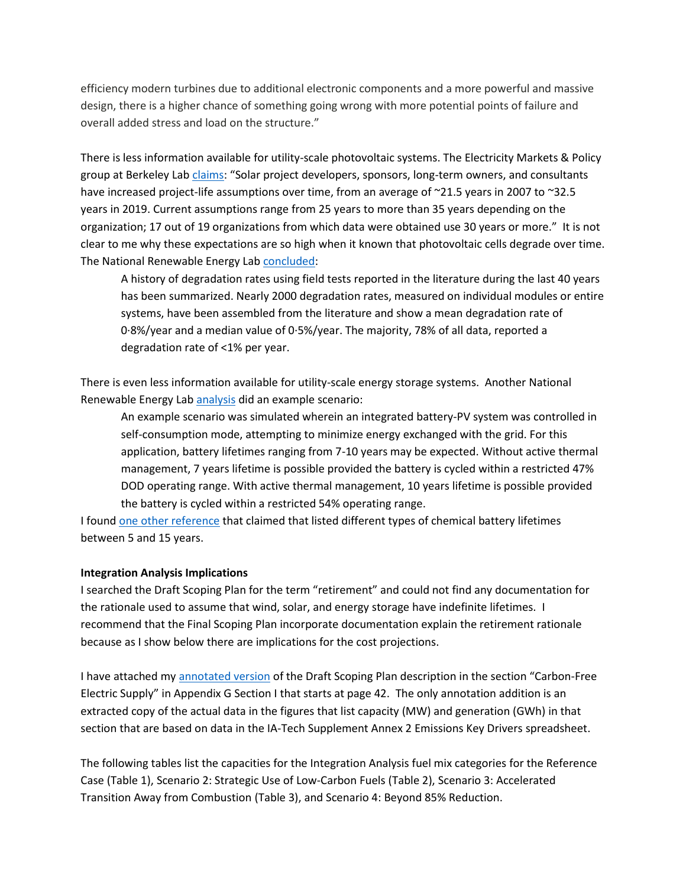efficiency modern turbines due to additional electronic components and a more powerful and massive design, there is a higher chance of something going wrong with more potential points of failure and overall added stress and load on the structure."

There is less information available for utility-scale photovoltaic systems. The Electricity Markets & Policy group at Berkeley Lab claims: "Solar project developers, sponsors, long-term owners, and consultants have increased project-life assumptions over time, from an average of ~21.5 years in 2007 to ~32.5 years in 2019. Current assumptions range from 25 years to more than 35 years depending on the organization; 17 out of 19 organizations from which data were obtained use 30 years or more." It is not clear to me why these expectations are so high when it known that photovoltaic cells degrade over time. The National Renewable Energy Lab concluded:

> A history of degradation rates using field tests reported in the literature during the last 40 years has been summarized. Nearly 2000 degradation rates, measured on individual modules or entire systems, have been assembled from the literature and show a mean degradation rate of 0·8%/year and a median value of 0·5%/year. The majority, 78% of all data, reported a degradation rate of <1% per year.

There is even less information available for utility-scale energy storage systems. Another National Renewable Energy Lab analysis did an example scenario:

> An example scenario was simulated wherein an integrated battery-PV system was controlled in self-consumption mode, attempting to minimize energy exchanged with the grid. For this application, battery lifetimes ranging from 7-10 years may be expected. Without active thermal management, 7 years lifetime is possible provided the battery is cycled within a restricted 47% DOD operating range. With active thermal management, 10 years lifetime is possible provided the battery is cycled within a restricted 54% operating range.

I found one other reference that claimed that listed different types of chemical battery lifetimes between 5 and 15 years.

**Integration Analysis Implications**

I searched the Draft Scoping Plan for the term "retirement" and could not find any documentation for the rationale used to assume that wind, solar, and energy storage have indefinite lifetimes. I recommend that the Final Scoping Plan incorporate documentation explain the retirement rationale because as I show below there are implications for the cost projections.

I have attached my annotated version of the Draft Scoping Plan description in the section "Carbon-Free Electric Supply" in Appendix G Section I that starts at page 42. The only annotation addition is an extracted copy of the actual data in the figures that list capacity (MW) and generation (GWh) in that section that are based on data in the IA-Tech Supplement Annex 2 Emissions Key Drivers spreadsheet.

The following tables list the capacities for the Integration Analysis fuel mix categories for the Reference Case (Table 1), Scenario 2: Strategic Use of Low-Carbon Fuels (Table 2), Scenario 3: Accelerated Transition Away from Combustion (Table 3), and Scenario 4: Beyond 85% Reduction.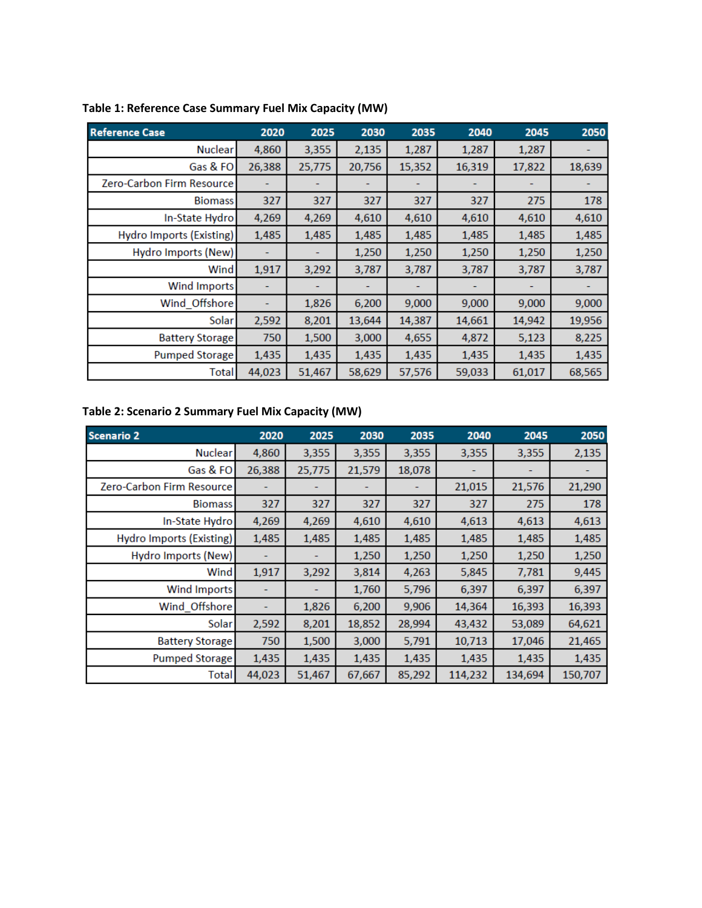**Table 1: Reference Case Summary Fuel Mix Capacity (MW)**

| Reference Case | 2020 | 2025 | 2030 | 2035 | 2040 | 2045 | 2050 |
|---|---|---|---|---|---|---|---|
| Nuclear | 4,860 | 3,355 | 2,135 | 1,287 | 1,287 | 1,287 | - |
| Gas & FO | 26,388 | 25,775 | 20,756 | 15,352 | 16,319 | 17,822 | 18,639 |
| Zero-Carbon Firm Resource | - | - | - | - | - | - | - |
| Biomass | 327 | 327 | 327 | 327 | 327 | 275 | 178 |
| In-State Hydro | 4,269 | 4,269 | 4,610 | 4,610 | 4,610 | 4,610 | 4,610 |
| Hydro Imports (Existing) | 1,485 | 1,485 | 1,485 | 1,485 | 1,485 | 1,485 | 1,485 |
| Hydro Imports (New) | - | - | 1,250 | 1,250 | 1,250 | 1,250 | 1,250 |
| Wind | 1,917 | 3,292 | 3,787 | 3,787 | 3,787 | 3,787 | 3,787 |
| Wind Imports | - | - | - | - | - | - | - |
| Wind_Offshore | - | 1,826 | 6,200 | 9,000 | 9,000 | 9,000 | 9,000 |
| Solar | 2,592 | 8,201 | 13,644 | 14,387 | 14,661 | 14,942 | 19,956 |
| Battery Storage | 750 | 1,500 | 3,000 | 4,655 | 4,872 | 5,123 | 8,225 |
| Pumped Storage | 1,435 | 1,435 | 1,435 | 1,435 | 1,435 | 1,435 | 1,435 |
| Total | 44,023 | 51,467 | 58,629 | 57,576 | 59,033 | 61,017 | 68,565 |

**Table 2: Scenario 2 Summary Fuel Mix Capacity (MW)**

| Scenario 2 | 2020 | 2025 | 2030 | 2035 | 2040 | 2045 | 2050 |
|---|---|---|---|---|---|---|---|
| Nuclear | 4,860 | 3,355 | 3,355 | 3,355 | 3,355 | 3,355 | 2,135 |
| Gas & FO | 26,388 | 25,775 | 21,579 | 18,078 | - | - | - |
| Zero-Carbon Firm Resource | - | - | - | - | 21,015 | 21,576 | 21,290 |
| Biomass | 327 | 327 | 327 | 327 | 327 | 275 | 178 |
| In-State Hydro | 4,269 | 4,269 | 4,610 | 4,610 | 4,613 | 4,613 | 4,613 |
| Hydro Imports (Existing) | 1,485 | 1,485 | 1,485 | 1,485 | 1,485 | 1,485 | 1,485 |
| Hydro Imports (New) | - | - | 1,250 | 1,250 | 1,250 | 1,250 | 1,250 |
| Wind | 1,917 | 3,292 | 3,814 | 4,263 | 5,845 | 7,781 | 9,445 |
| Wind Imports | - | - | 1,760 | 5,796 | 6,397 | 6,397 | 6,397 |
| Wind_Offshore | - | 1,826 | 6,200 | 9,906 | 14,364 | 16,393 | 16,393 |
| Solar | 2,592 | 8,201 | 18,852 | 28,994 | 43,432 | 53,089 | 64,621 |
| Battery Storage | 750 | 1,500 | 3,000 | 5,791 | 10,713 | 17,046 | 21,465 |
| Pumped Storage | 1,435 | 1,435 | 1,435 | 1,435 | 1,435 | 1,435 | 1,435 |
| Total | 44,023 | 51,467 | 67,667 | 85,292 | 114,232 | 134,694 | 150,707 |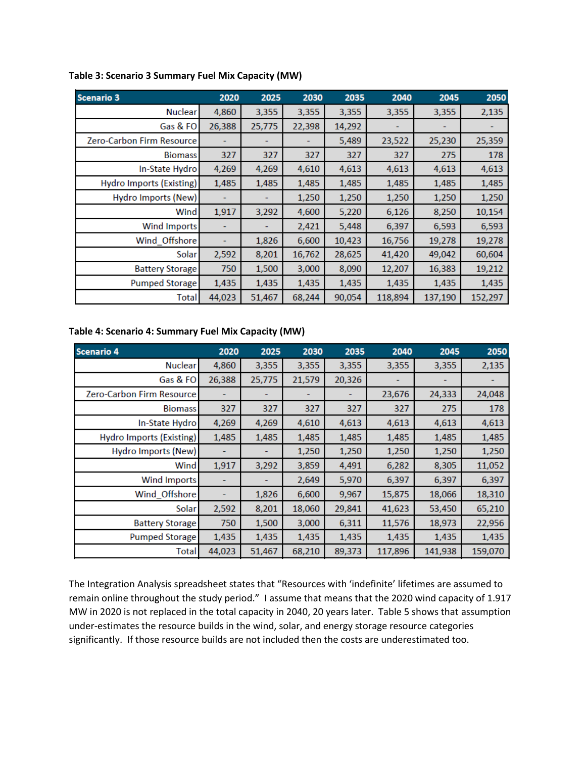**Table 3: Scenario 3 Summary Fuel Mix Capacity (MW)**

| Scenario 3 | 2020 | 2025 | 2030 | 2035 | 2040 | 2045 | 2050 |
|---|---|---|---|---|---|---|---|
| Nuclear | 4,860 | 3,355 | 3,355 | 3,355 | 3,355 | 3,355 | 2,135 |
| Gas & FO | 26,388 | 25,775 | 22,398 | 14,292 | - | - | - |
| Zero-Carbon Firm Resource | - | - | - | 5,489 | 23,522 | 25,230 | 25,359 |
| Biomass | 327 | 327 | 327 | 327 | 327 | 275 | 178 |
| In-State Hydro | 4,269 | 4,269 | 4,610 | 4,613 | 4,613 | 4,613 | 4,613 |
| Hydro Imports (Existing) | 1,485 | 1,485 | 1,485 | 1,485 | 1,485 | 1,485 | 1,485 |
| Hydro Imports (New) | - | - | 1,250 | 1,250 | 1,250 | 1,250 | 1,250 |
| Wind | 1,917 | 3,292 | 4,600 | 5,220 | 6,126 | 8,250 | 10,154 |
| Wind Imports | - | - | 2,421 | 5,448 | 6,397 | 6,593 | 6,593 |
| Wind_Offshore | - | 1,826 | 6,600 | 10,423 | 16,756 | 19,278 | 19,278 |
| Solar | 2,592 | 8,201 | 16,762 | 28,625 | 41,420 | 49,042 | 60,604 |
| Battery Storage | 750 | 1,500 | 3,000 | 8,090 | 12,207 | 16,383 | 19,212 |
| Pumped Storage | 1,435 | 1,435 | 1,435 | 1,435 | 1,435 | 1,435 | 1,435 |
| Total | 44,023 | 51,467 | 68,244 | 90,054 | 118,894 | 137,190 | 152,297 |

**Table 4: Scenario 4: Summary Fuel Mix Capacity (MW)**

| Scenario 4 | 2020 | 2025 | 2030 | 2035 | 2040 | 2045 | 2050 |
|---|---|---|---|---|---|---|---|
| Nuclear | 4,860 | 3,355 | 3,355 | 3,355 | 3,355 | 3,355 | 2,135 |
| Gas & FO | 26,388 | 25,775 | 21,579 | 20,326 | - | - | - |
| Zero-Carbon Firm Resource | - | - | - | - | 23,676 | 24,333 | 24,048 |
| Biomass | 327 | 327 | 327 | 327 | 327 | 275 | 178 |
| In-State Hydro | 4,269 | 4,269 | 4,610 | 4,613 | 4,613 | 4,613 | 4,613 |
| Hydro Imports (Existing) | 1,485 | 1,485 | 1,485 | 1,485 | 1,485 | 1,485 | 1,485 |
| Hydro Imports (New) | - | - | 1,250 | 1,250 | 1,250 | 1,250 | 1,250 |
| Wind | 1,917 | 3,292 | 3,859 | 4,491 | 6,282 | 8,305 | 11,052 |
| Wind Imports | - | - | 2,649 | 5,970 | 6,397 | 6,397 | 6,397 |
| Wind_Offshore | - | 1,826 | 6,600 | 9,967 | 15,875 | 18,066 | 18,310 |
| Solar | 2,592 | 8,201 | 18,060 | 29,841 | 41,623 | 53,450 | 65,210 |
| Battery Storage | 750 | 1,500 | 3,000 | 6,311 | 11,576 | 18,973 | 22,956 |
| Pumped Storage | 1,435 | 1,435 | 1,435 | 1,435 | 1,435 | 1,435 | 1,435 |
| Total | 44,023 | 51,467 | 68,210 | 89,373 | 117,896 | 141,938 | 159,070 |

The Integration Analysis spreadsheet states that "Resources with 'indefinite' lifetimes are assumed to remain online throughout the study period." I assume that means that the 2020 wind capacity of 1.917 MW in 2020 is not replaced in the total capacity in 2040, 20 years later. Table 5 shows that assumption under-estimates the resource builds in the wind, solar, and energy storage resource categories significantly. If those resource builds are not included then the costs are underestimated too.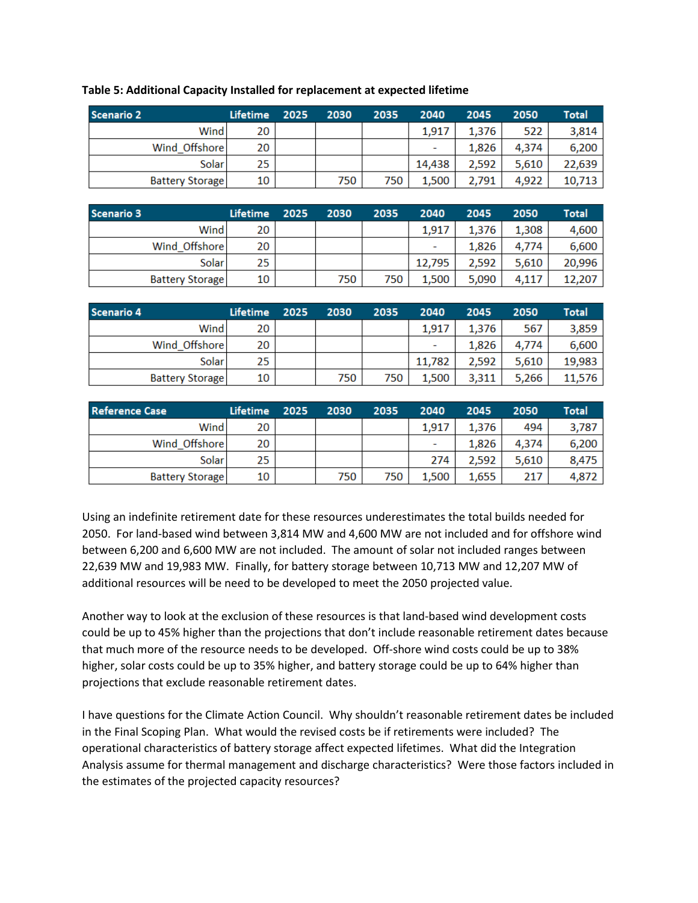**Table 5: Additional Capacity Installed for replacement at expected lifetime**

| Scenario 2 | Lifetime | 2025 | 2030 | 2035 | 2040 | 2045 | 2050 | Total |
|---|---|---|---|---|---|---|---|---|
| Wind | 20 | | | | 1,917 | 1,376 | 522 | 3,814 |
| Wind_Offshore | 20 | | | | - | 1,826 | 4,374 | 6,200 |
| Solar | 25 | | | | 14,438 | 2,592 | 5,610 | 22,639 |
| Battery Storage | 10 | | 750 | 750 | 1,500 | 2,791 | 4,922 | 10,713 |

| Scenario 3 | Lifetime | 2025 | 2030 | 2035 | 2040 | 2045 | 2050 | Total |
|---|---|---|---|---|---|---|---|---|
| Wind | 20 | | | | 1,917 | 1,376 | 1,308 | 4,600 |
| Wind_Offshore | 20 | | | | - | 1,826 | 4,774 | 6,600 |
| Solar | 25 | | | | 12,795 | 2,592 | 5,610 | 20,996 |
| Battery Storage | 10 | | 750 | 750 | 1,500 | 5,090 | 4,117 | 12,207 |

| Scenario 4 | Lifetime | 2025 | 2030 | 2035 | 2040 | 2045 | 2050 | Total |
|---|---|---|---|---|---|---|---|---|
| Wind | 20 | | | | 1,917 | 1,376 | 567 | 3,859 |
| Wind_Offshore | 20 | | | | - | 1,826 | 4,774 | 6,600 |
| Solar | 25 | | | | 11,782 | 2,592 | 5,610 | 19,983 |
| Battery Storage | 10 | | 750 | 750 | 1,500 | 3,311 | 5,266 | 11,576 |

| Reference Case | Lifetime | 2025 | 2030 | 2035 | 2040 | 2045 | 2050 | Total |
|---|---|---|---|---|---|---|---|---|
| Wind | 20 | | | | 1,917 | 1,376 | 494 | 3,787 |
| Wind_Offshore | 20 | | | | - | 1,826 | 4,374 | 6,200 |
| Solar | 25 | | | | 274 | 2,592 | 5,610 | 8,475 |
| Battery Storage | 10 | | 750 | 750 | 1,500 | 1,655 | 217 | 4,872 |

Using an indefinite retirement date for these resources underestimates the total builds needed for 2050. For land-based wind between 3,814 MW and 4,600 MW are not included and for offshore wind between 6,200 and 6,600 MW are not included. The amount of solar not included ranges between 22,639 MW and 19,983 MW. Finally, for battery storage between 10,713 MW and 12,207 MW of additional resources will be need to be developed to meet the 2050 projected value.

Another way to look at the exclusion of these resources is that land-based wind development costs could be up to 45% higher than the projections that don't include reasonable retirement dates because that much more of the resource needs to be developed. Off-shore wind costs could be up to 38% higher, solar costs could be up to 35% higher, and battery storage could be up to 64% higher than projections that exclude reasonable retirement dates.

I have questions for the Climate Action Council. Why shouldn't reasonable retirement dates be included in the Final Scoping Plan. What would the revised costs be if retirements were included? The operational characteristics of battery storage affect expected lifetimes. What did the Integration Analysis assume for thermal management and discharge characteristics? Were those factors included in the estimates of the projected capacity resources?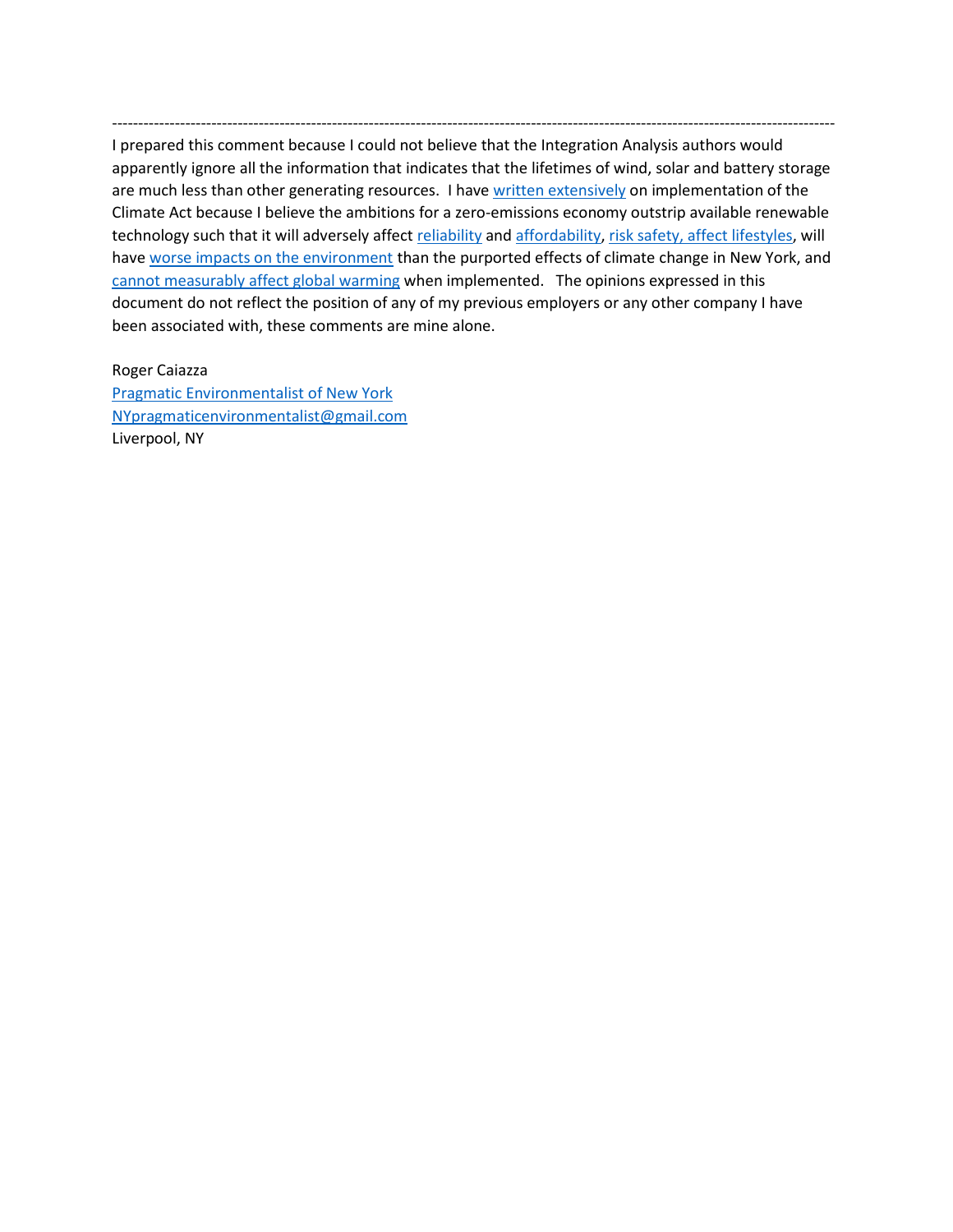---

I prepared this comment because I could not believe that the Integration Analysis authors would apparently ignore all the information that indicates that the lifetimes of wind, solar and battery storage are much less than other generating resources. I have written extensively on implementation of the Climate Act because I believe the ambitions for a zero-emissions economy outstrip available renewable technology such that it will adversely affect reliability and affordability, risk safety, affect lifestyles, will have worse impacts on the environment than the purported effects of climate change in New York, and cannot measurably affect global warming when implemented. The opinions expressed in this document do not reflect the position of any of my previous employers or any other company I have been associated with, these comments are mine alone.

Roger Caiazza
Pragmatic Environmentalist of New York
NYpragmaticenvironmentalist@gmail.com
Liverpool, NY